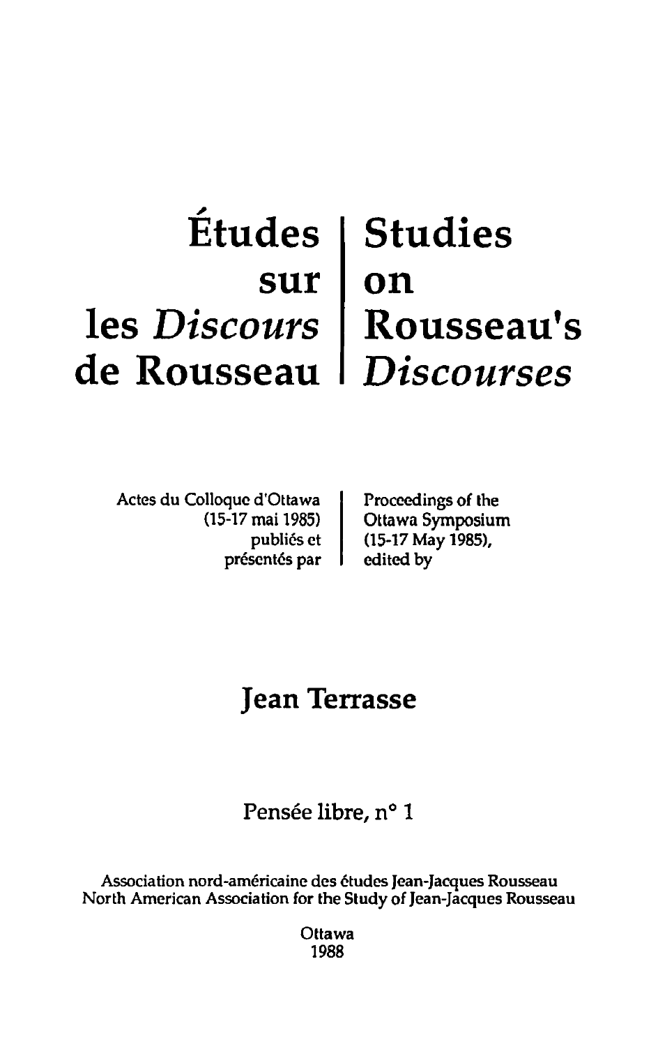# Études sur les *Discours* de Rousseau

# Studies on Rousseau's *Discourses*

Actes du Colloque d'Ottawa (15-17 mai 1985) publiés et présentés par

Proceedings of the Ottawa Symposium (15-17 May 1985), edited by

## Jean Terrasse

Pensée libre, n° 1

Association nord-américaine des études Jean-Jacques Rousseau
North American Association for the Study of Jean-Jacques Rousseau

Ottawa
1988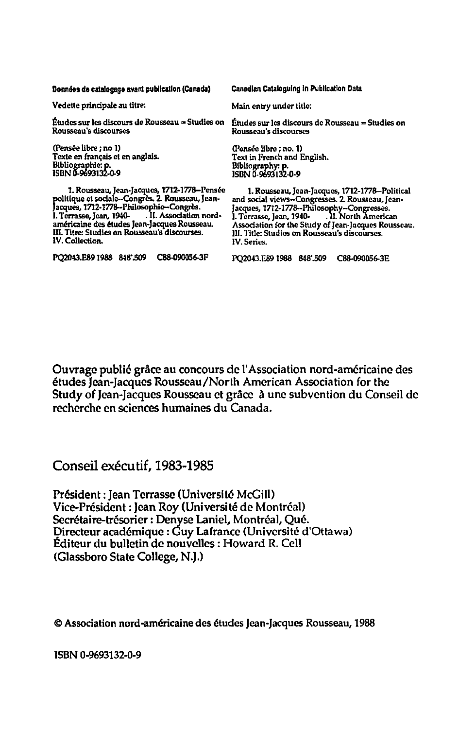**Données de catalogage avant publication (Canada)**

Vedette principale au titre:

Études sur les discours de Rousseau = Studies on Rousseau's discourses

(Pensée libre ; no 1)
Texte en français et en anglais.
Bibliographie: p.
ISBN 0-9693132-0-9

1. Rousseau, Jean-Jacques, 1712-1778--Pensée politique et sociale--Congrès. 2. Rousseau, Jean-Jacques, 1712-1778--Philosophie--Congrès. I. Terrasse, Jean, 1940- . II. Association nord-américaine des études Jean-Jacques Rousseau. III. Titre: Studies on Rousseau's discourses. IV. Collection.

PQ2043.E89 1988 848'.509 C88-090056-3F

**Canadian Cataloguing in Publication Data**

Main entry under title:

Études sur les discours de Rousseau = Studies on Rousseau's discourses

(Pensée libre ; no. 1)
Text in French and English.
Bibliography: p.
ISBN 0-9693132-0-9

1. Rousseau, Jean-Jacques, 1712-1778--Political and social views--Congresses. 2. Rousseau, Jean-Jacques, 1712-1778--Philosophy--Congresses. I. Terrasse, Jean, 1940- . II. North American Association for the Study of Jean-Jacques Rousseau. III. Title: Studies on Rousseau's discourses. IV. Series.

PQ2043.E89 1988 848'.509 C88-090056-3E

Ouvrage publié grâce au concours de l'Association nord-américaine des études Jean-Jacques Rousseau/North American Association for the Study of Jean-Jacques Rousseau et grâce à une subvention du Conseil de recherche en sciences humaines du Canada.

## Conseil exécutif, 1983-1985

Président : Jean Terrasse (Université McGill)
Vice-Président : Jean Roy (Université de Montréal)
Secrétaire-trésorier : Denyse Laniel, Montréal, Qué.
Directeur académique : Guy Lafrance (Université d'Ottawa)
Éditeur du bulletin de nouvelles : Howard R. Cell (Glassboro State College, N.J.)

© Association nord-américaine des études Jean-Jacques Rousseau, 1988

ISBN 0-9693132-0-9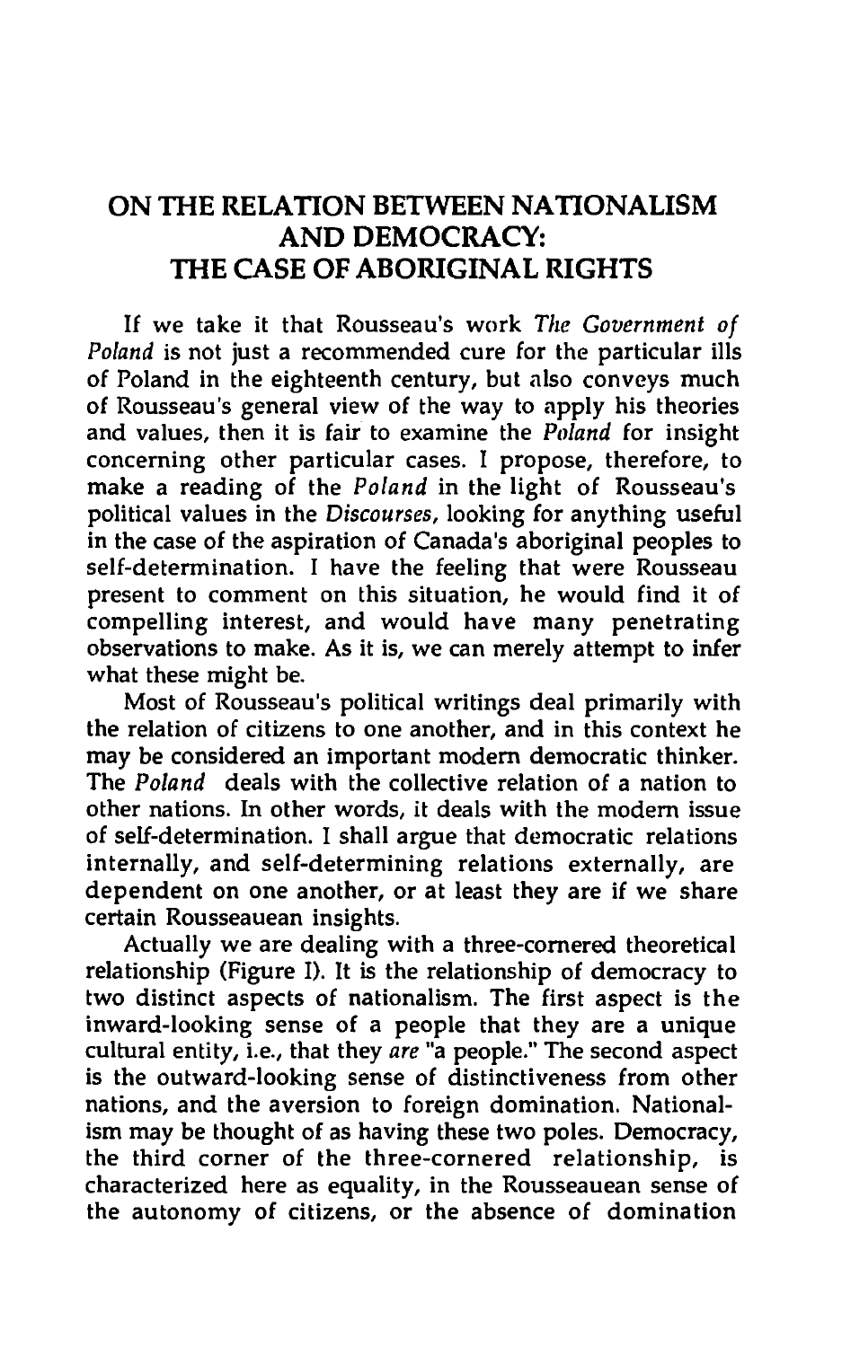# ON THE RELATION BETWEEN NATIONALISM AND DEMOCRACY: THE CASE OF ABORIGINAL RIGHTS

If we take it that Rousseau's work *The Government of Poland* is not just a recommended cure for the particular ills of Poland in the eighteenth century, but also conveys much of Rousseau's general view of the way to apply his theories and values, then it is fair to examine the *Poland* for insight concerning other particular cases. I propose, therefore, to make a reading of the *Poland* in the light of Rousseau's political values in the *Discourses*, looking for anything useful in the case of the aspiration of Canada's aboriginal peoples to self-determination. I have the feeling that were Rousseau present to comment on this situation, he would find it of compelling interest, and would have many penetrating observations to make. As it is, we can merely attempt to infer what these might be.

Most of Rousseau's political writings deal primarily with the relation of citizens to one another, and in this context he may be considered an important modern democratic thinker. The *Poland* deals with the collective relation of a nation to other nations. In other words, it deals with the modern issue of self-determination. I shall argue that democratic relations internally, and self-determining relations externally, are dependent on one another, or at least they are if we share certain Rousseauean insights.

Actually we are dealing with a three-cornered theoretical relationship (Figure I). It is the relationship of democracy to two distinct aspects of nationalism. The first aspect is the inward-looking sense of a people that they are a unique cultural entity, i.e., that they *are* "a people." The second aspect is the outward-looking sense of distinctiveness from other nations, and the aversion to foreign domination. Nationalism may be thought of as having these two poles. Democracy, the third corner of the three-cornered relationship, is characterized here as equality, in the Rousseauean sense of the autonomy of citizens, or the absence of domination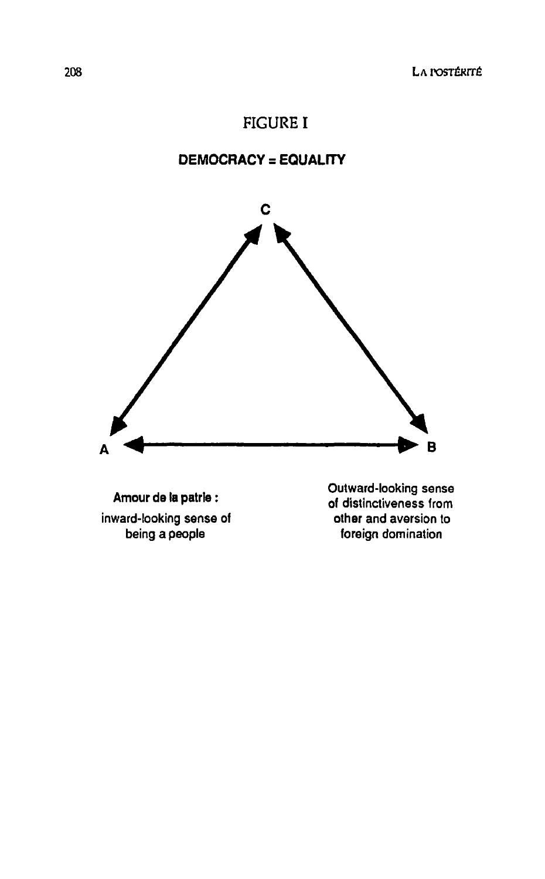FIGURE I

**DEMOCRACY = EQUALITY**

C

A

B

**Amour de la patrie :**
inward-looking sense of being a people

Outward-looking sense of distinctiveness from other and aversion to foreign domination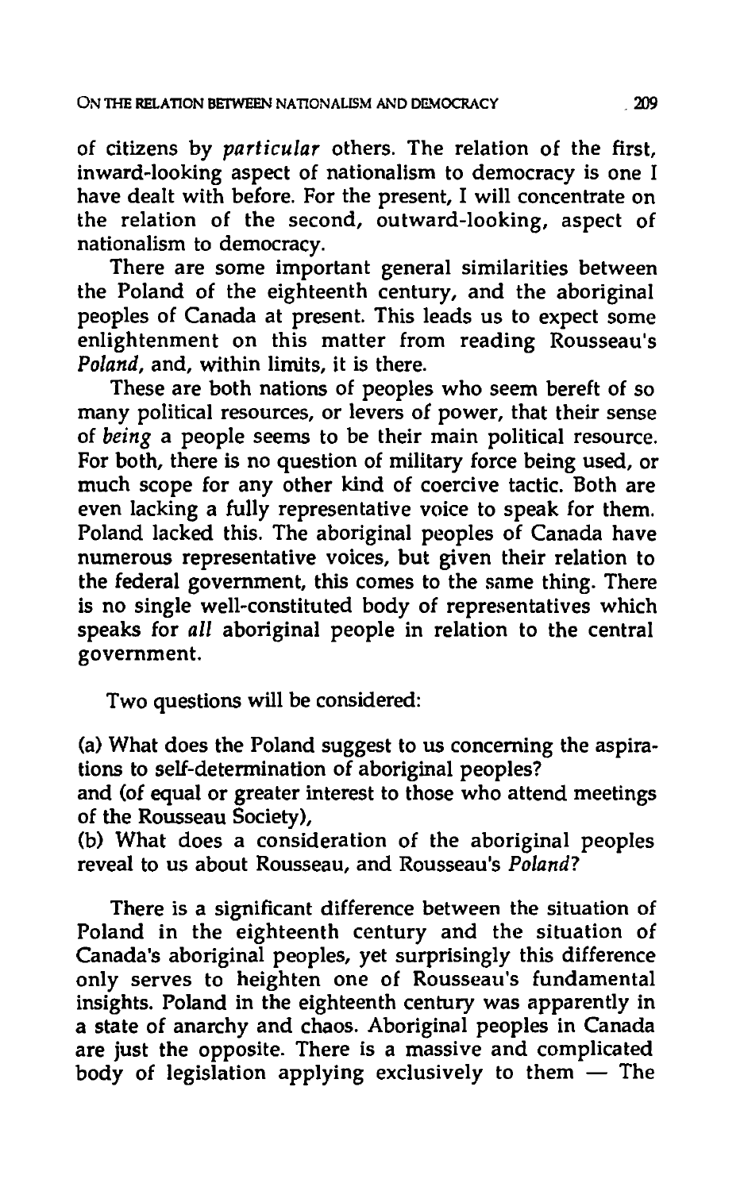of citizens by *particular* others. The relation of the first, inward-looking aspect of nationalism to democracy is one I have dealt with before. For the present, I will concentrate on the relation of the second, outward-looking, aspect of nationalism to democracy.

There are some important general similarities between the Poland of the eighteenth century, and the aboriginal peoples of Canada at present. This leads us to expect some enlightenment on this matter from reading Rousseau's *Poland*, and, within limits, it is there.

These are both nations of peoples who seem bereft of so many political resources, or levers of power, that their sense of *being* a people seems to be their main political resource. For both, there is no question of military force being used, or much scope for any other kind of coercive tactic. Both are even lacking a fully representative voice to speak for them. Poland lacked this. The aboriginal peoples of Canada have numerous representative voices, but given their relation to the federal government, this comes to the same thing. There is no single well-constituted body of representatives which speaks for *all* aboriginal people in relation to the central government.

Two questions will be considered:

(a) What does the Poland suggest to us concerning the aspirations to self-determination of aboriginal peoples?
and (of equal or greater interest to those who attend meetings of the Rousseau Society),
(b) What does a consideration of the aboriginal peoples reveal to us about Rousseau, and Rousseau's *Poland*?

There is a significant difference between the situation of Poland in the eighteenth century and the situation of Canada's aboriginal peoples, yet surprisingly this difference only serves to heighten one of Rousseau's fundamental insights. Poland in the eighteenth century was apparently in a state of anarchy and chaos. Aboriginal peoples in Canada are just the opposite. There is a massive and complicated body of legislation applying exclusively to them — The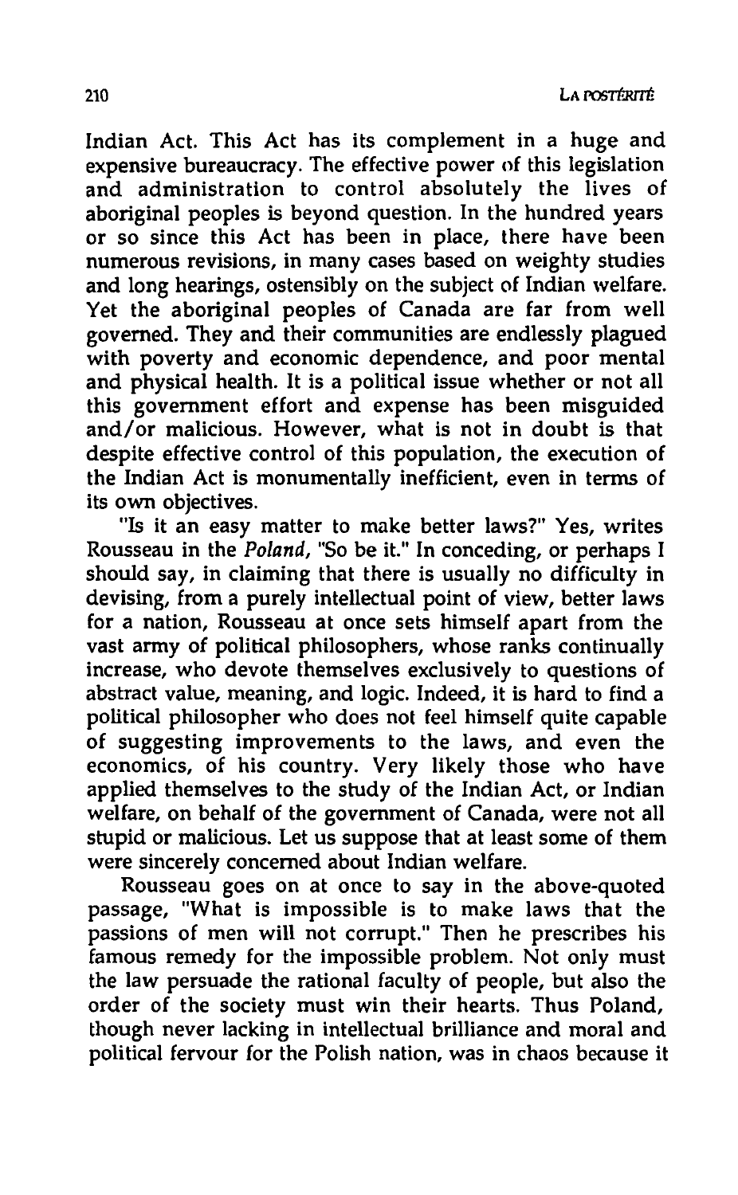Indian Act. This Act has its complement in a huge and expensive bureaucracy. The effective power of this legislation and administration to control absolutely the lives of aboriginal peoples is beyond question. In the hundred years or so since this Act has been in place, there have been numerous revisions, in many cases based on weighty studies and long hearings, ostensibly on the subject of Indian welfare. Yet the aboriginal peoples of Canada are far from well governed. They and their communities are endlessly plagued with poverty and economic dependence, and poor mental and physical health. It is a political issue whether or not all this government effort and expense has been misguided and/or malicious. However, what is not in doubt is that despite effective control of this population, the execution of the Indian Act is monumentally inefficient, even in terms of its own objectives.

"Is it an easy matter to make better laws?" Yes, writes Rousseau in the *Poland*, "So be it." In conceding, or perhaps I should say, in claiming that there is usually no difficulty in devising, from a purely intellectual point of view, better laws for a nation, Rousseau at once sets himself apart from the vast army of political philosophers, whose ranks continually increase, who devote themselves exclusively to questions of abstract value, meaning, and logic. Indeed, it is hard to find a political philosopher who does not feel himself quite capable of suggesting improvements to the laws, and even the economics, of his country. Very likely those who have applied themselves to the study of the Indian Act, or Indian welfare, on behalf of the government of Canada, were not all stupid or malicious. Let us suppose that at least some of them were sincerely concerned about Indian welfare.

Rousseau goes on at once to say in the above-quoted passage, "What is impossible is to make laws that the passions of men will not corrupt." Then he prescribes his famous remedy for the impossible problem. Not only must the law persuade the rational faculty of people, but also the order of the society must win their hearts. Thus Poland, though never lacking in intellectual brilliance and moral and political fervour for the Polish nation, was in chaos because it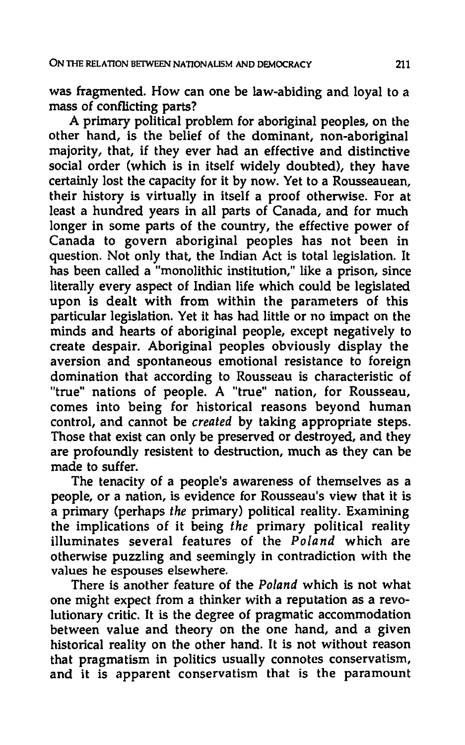was fragmented. How can one be law-abiding and loyal to a mass of conflicting parts?

A primary political problem for aboriginal peoples, on the other hand, is the belief of the dominant, non-aboriginal majority, that, if they ever had an effective and distinctive social order (which is in itself widely doubted), they have certainly lost the capacity for it by now. Yet to a Rousseauean, their history is virtually in itself a proof otherwise. For at least a hundred years in all parts of Canada, and for much longer in some parts of the country, the effective power of Canada to govern aboriginal peoples has not been in question. Not only that, the Indian Act is total legislation. It has been called a "monolithic institution," like a prison, since literally every aspect of Indian life which could be legislated upon is dealt with from within the parameters of this particular legislation. Yet it has had little or no impact on the minds and hearts of aboriginal people, except negatively to create despair. Aboriginal peoples obviously display the aversion and spontaneous emotional resistance to foreign domination that according to Rousseau is characteristic of "true" nations of people. A "true" nation, for Rousseau, comes into being for historical reasons beyond human control, and cannot be *created* by taking appropriate steps. Those that exist can only be preserved or destroyed, and they are profoundly resistent to destruction, much as they can be made to suffer.

The tenacity of a people's awareness of themselves as a people, or a nation, is evidence for Rousseau's view that it is a primary (perhaps *the* primary) political reality. Examining the implications of it being *the* primary political reality illuminates several features of the *Poland* which are otherwise puzzling and seemingly in contradiction with the values he espouses elsewhere.

There is another feature of the *Poland* which is not what one might expect from a thinker with a reputation as a revolutionary critic. It is the degree of pragmatic accommodation between value and theory on the one hand, and a given historical reality on the other hand. It is not without reason that pragmatism in politics usually connotes conservatism, and it is apparent conservatism that is the paramount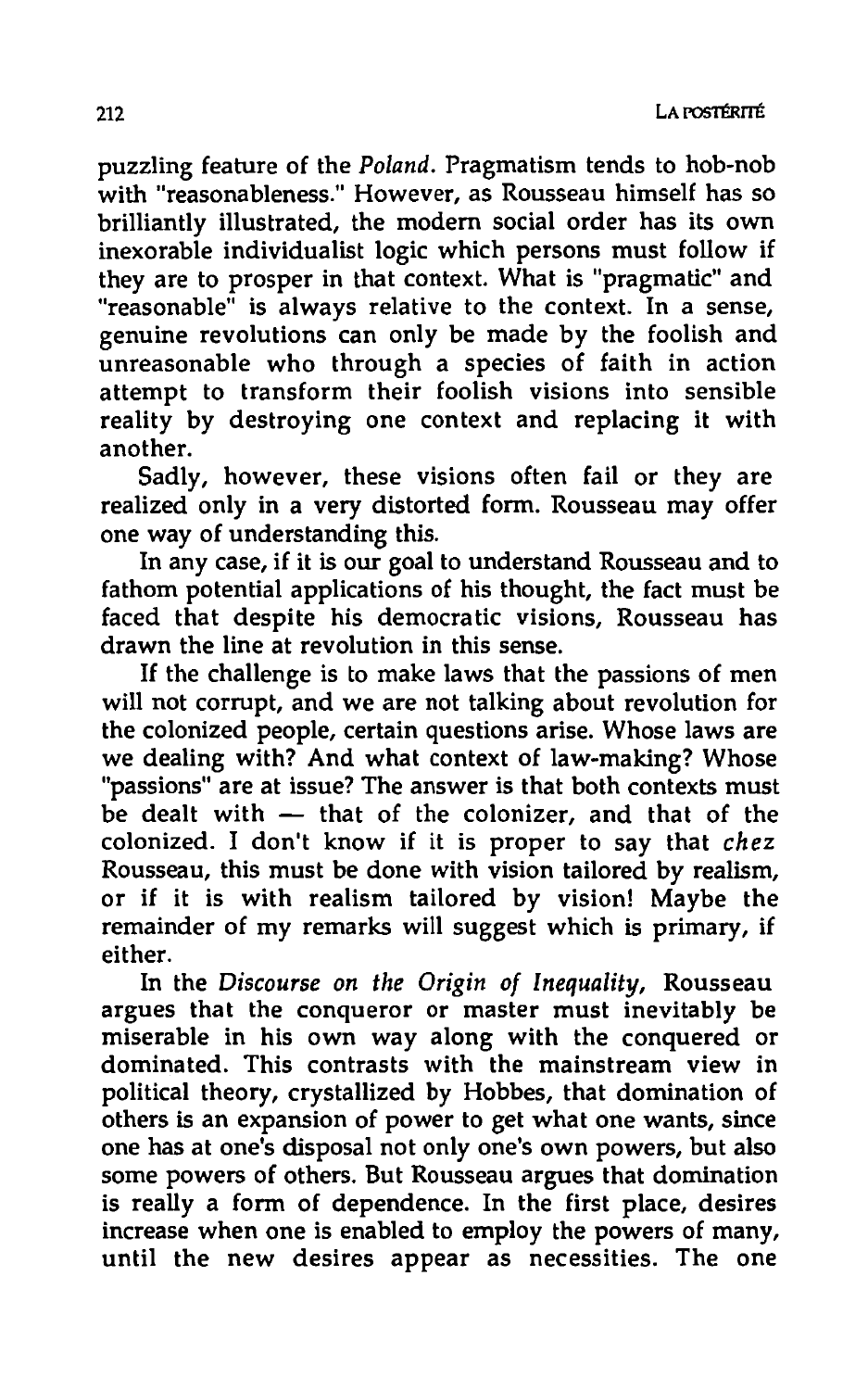puzzling feature of the *Poland*. Pragmatism tends to hob-nob with "reasonableness." However, as Rousseau himself has so brilliantly illustrated, the modern social order has its own inexorable individualist logic which persons must follow if they are to prosper in that context. What is "pragmatic" and "reasonable" is always relative to the context. In a sense, genuine revolutions can only be made by the foolish and unreasonable who through a species of faith in action attempt to transform their foolish visions into sensible reality by destroying one context and replacing it with another.

Sadly, however, these visions often fail or they are realized only in a very distorted form. Rousseau may offer one way of understanding this.

In any case, if it is our goal to understand Rousseau and to fathom potential applications of his thought, the fact must be faced that despite his democratic visions, Rousseau has drawn the line at revolution in this sense.

If the challenge is to make laws that the passions of men will not corrupt, and we are not talking about revolution for the colonized people, certain questions arise. Whose laws are we dealing with? And what context of law-making? Whose "passions" are at issue? The answer is that both contexts must be dealt with — that of the colonizer, and that of the colonized. I don't know if it is proper to say that *chez* Rousseau, this must be done with vision tailored by realism, or if it is with realism tailored by vision! Maybe the remainder of my remarks will suggest which is primary, if either.

In the *Discourse on the Origin of Inequality*, Rousseau argues that the conqueror or master must inevitably be miserable in his own way along with the conquered or dominated. This contrasts with the mainstream view in political theory, crystallized by Hobbes, that domination of others is an expansion of power to get what one wants, since one has at one's disposal not only one's own powers, but also some powers of others. But Rousseau argues that domination is really a form of dependence. In the first place, desires increase when one is enabled to employ the powers of many, until the new desires appear as necessities. The one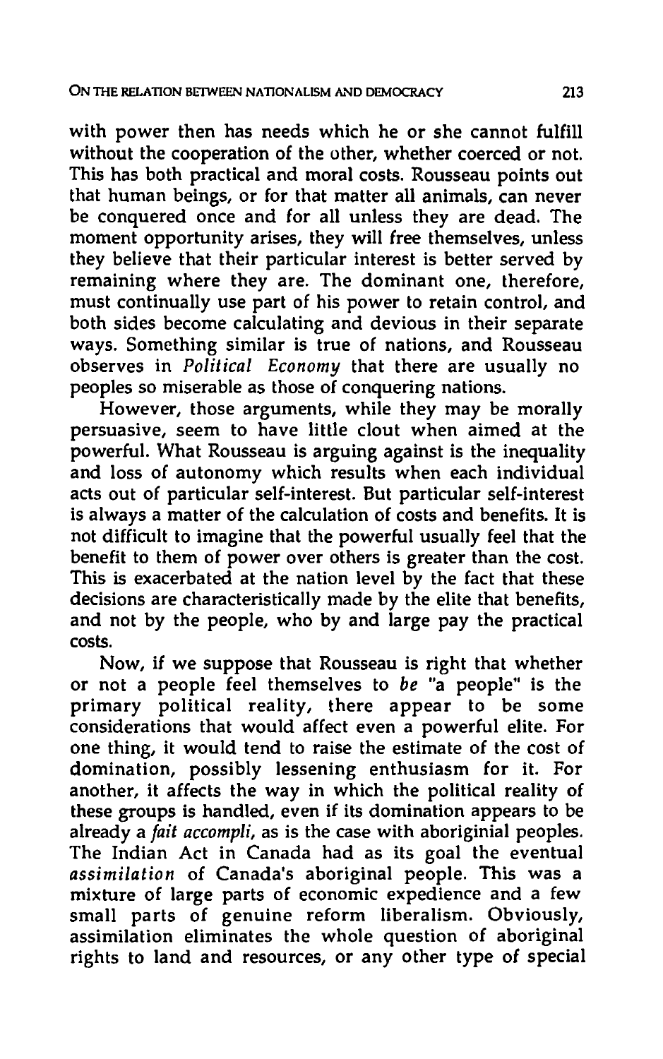with power then has needs which he or she cannot fulfill without the cooperation of the other, whether coerced or not. This has both practical and moral costs. Rousseau points out that human beings, or for that matter all animals, can never be conquered once and for all unless they are dead. The moment opportunity arises, they will free themselves, unless they believe that their particular interest is better served by remaining where they are. The dominant one, therefore, must continually use part of his power to retain control, and both sides become calculating and devious in their separate ways. Something similar is true of nations, and Rousseau observes in *Political Economy* that there are usually no peoples so miserable as those of conquering nations.

However, those arguments, while they may be morally persuasive, seem to have little clout when aimed at the powerful. What Rousseau is arguing against is the inequality and loss of autonomy which results when each individual acts out of particular self-interest. But particular self-interest is always a matter of the calculation of costs and benefits. It is not difficult to imagine that the powerful usually feel that the benefit to them of power over others is greater than the cost. This is exacerbated at the nation level by the fact that these decisions are characteristically made by the elite that benefits, and not by the people, who by and large pay the practical costs.

Now, if we suppose that Rousseau is right that whether or not a people feel themselves to *be* "a people" is the primary political reality, there appear to be some considerations that would affect even a powerful elite. For one thing, it would tend to raise the estimate of the cost of domination, possibly lessening enthusiasm for it. For another, it affects the way in which the political reality of these groups is handled, even if its domination appears to be already a *fait accompli*, as is the case with aboriginial peoples. The Indian Act in Canada had as its goal the eventual *assimilation* of Canada's aboriginal people. This was a mixture of large parts of economic expedience and a few small parts of genuine reform liberalism. Obviously, assimilation eliminates the whole question of aboriginal rights to land and resources, or any other type of special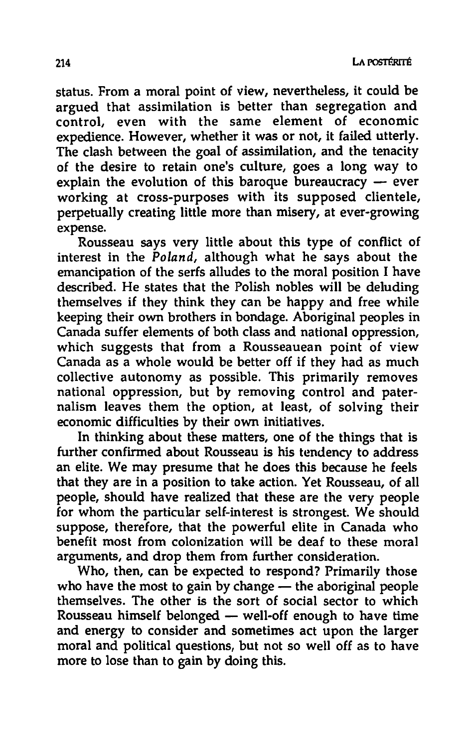status. From a moral point of view, nevertheless, it could be argued that assimilation is better than segregation and control, even with the same element of economic expedience. However, whether it was or not, it failed utterly. The clash between the goal of assimilation, and the tenacity of the desire to retain one's culture, goes a long way to explain the evolution of this baroque bureaucracy — ever working at cross-purposes with its supposed clientele, perpetually creating little more than misery, at ever-growing expense.

Rousseau says very little about this type of conflict of interest in the *Poland*, although what he says about the emancipation of the serfs alludes to the moral position I have described. He states that the Polish nobles will be deluding themselves if they think they can be happy and free while keeping their own brothers in bondage. Aboriginal peoples in Canada suffer elements of both class and national oppression, which suggests that from a Rousseauean point of view Canada as a whole would be better off if they had as much collective autonomy as possible. This primarily removes national oppression, but by removing control and paternalism leaves them the option, at least, of solving their economic difficulties by their own initiatives.

In thinking about these matters, one of the things that is further confirmed about Rousseau is his tendency to address an elite. We may presume that he does this because he feels that they are in a position to take action. Yet Rousseau, of all people, should have realized that these are the very people for whom the particular self-interest is strongest. We should suppose, therefore, that the powerful elite in Canada who benefit most from colonization will be deaf to these moral arguments, and drop them from further consideration.

Who, then, can be expected to respond? Primarily those who have the most to gain by change — the aboriginal people themselves. The other is the sort of social sector to which Rousseau himself belonged — well-off enough to have time and energy to consider and sometimes act upon the larger moral and political questions, but not so well off as to have more to lose than to gain by doing this.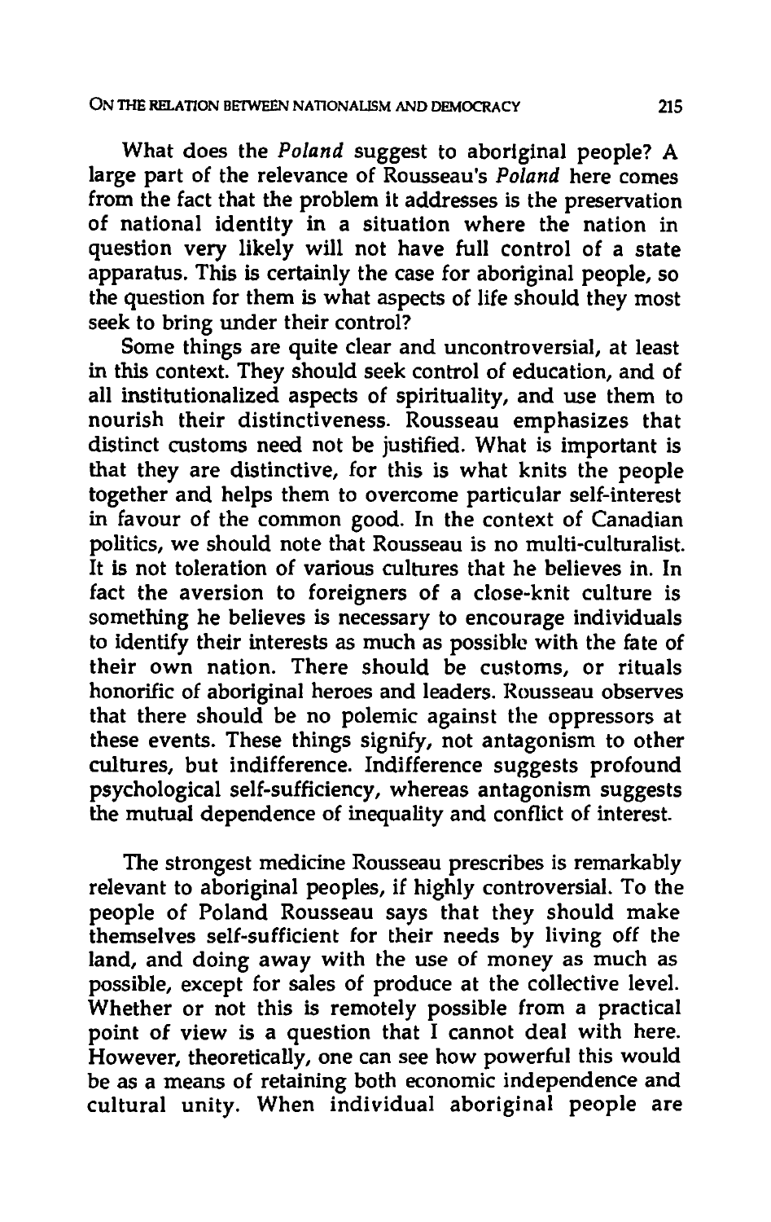What does the *Poland* suggest to aboriginal people? A large part of the relevance of Rousseau's *Poland* here comes from the fact that the problem it addresses is the preservation of national identity in a situation where the nation in question very likely will not have full control of a state apparatus. This is certainly the case for aboriginal people, so the question for them is what aspects of life should they most seek to bring under their control?

Some things are quite clear and uncontroversial, at least in this context. They should seek control of education, and of all institutionalized aspects of spirituality, and use them to nourish their distinctiveness. Rousseau emphasizes that distinct customs need not be justified. What is important is that they are distinctive, for this is what knits the people together and helps them to overcome particular self-interest in favour of the common good. In the context of Canadian politics, we should note that Rousseau is no multi-culturalist. It is not toleration of various cultures that he believes in. In fact the aversion to foreigners of a close-knit culture is something he believes is necessary to encourage individuals to identify their interests as much as possible with the fate of their own nation. There should be customs, or rituals honorific of aboriginal heroes and leaders. Rousseau observes that there should be no polemic against the oppressors at these events. These things signify, not antagonism to other cultures, but indifference. Indifference suggests profound psychological self-sufficiency, whereas antagonism suggests the mutual dependence of inequality and conflict of interest.

The strongest medicine Rousseau prescribes is remarkably relevant to aboriginal peoples, if highly controversial. To the people of Poland Rousseau says that they should make themselves self-sufficient for their needs by living off the land, and doing away with the use of money as much as possible, except for sales of produce at the collective level. Whether or not this is remotely possible from a practical point of view is a question that I cannot deal with here. However, theoretically, one can see how powerful this would be as a means of retaining both economic independence and cultural unity. When individual aboriginal people are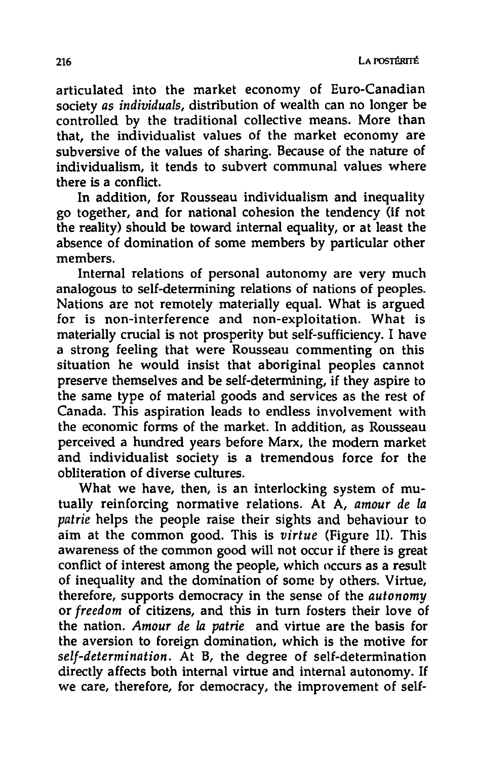articulated into the market economy of Euro-Canadian society *as individuals*, distribution of wealth can no longer be controlled by the traditional collective means. More than that, the individualist values of the market economy are subversive of the values of sharing. Because of the nature of individualism, it tends to subvert communal values where there is a conflict.

In addition, for Rousseau individualism and inequality go together, and for national cohesion the tendency (if not the reality) should be toward internal equality, or at least the absence of domination of some members by particular other members.

Internal relations of personal autonomy are very much analogous to self-determining relations of nations of peoples. Nations are not remotely materially equal. What is argued for is non-interference and non-exploitation. What is materially crucial is not prosperity but self-sufficiency. I have a strong feeling that were Rousseau commenting on this situation he would insist that aboriginal peoples cannot preserve themselves and be self-determining, if they aspire to the same type of material goods and services as the rest of Canada. This aspiration leads to endless involvement with the economic forms of the market. In addition, as Rousseau perceived a hundred years before Marx, the modern market and individualist society is a tremendous force for the obliteration of diverse cultures.

What we have, then, is an interlocking system of mutually reinforcing normative relations. At A, *amour de la patrie* helps the people raise their sights and behaviour to aim at the common good. This is *virtue* (Figure II). This awareness of the common good will not occur if there is great conflict of interest among the people, which occurs as a result of inequality and the domination of some by others. Virtue, therefore, supports democracy in the sense of the *autonomy* or *freedom* of citizens, and this in turn fosters their love of the nation. *Amour de la patrie* and virtue are the basis for the aversion to foreign domination, which is the motive for *self-determination*. At B, the degree of self-determination directly affects both internal virtue and internal autonomy. If we care, therefore, for democracy, the improvement of self-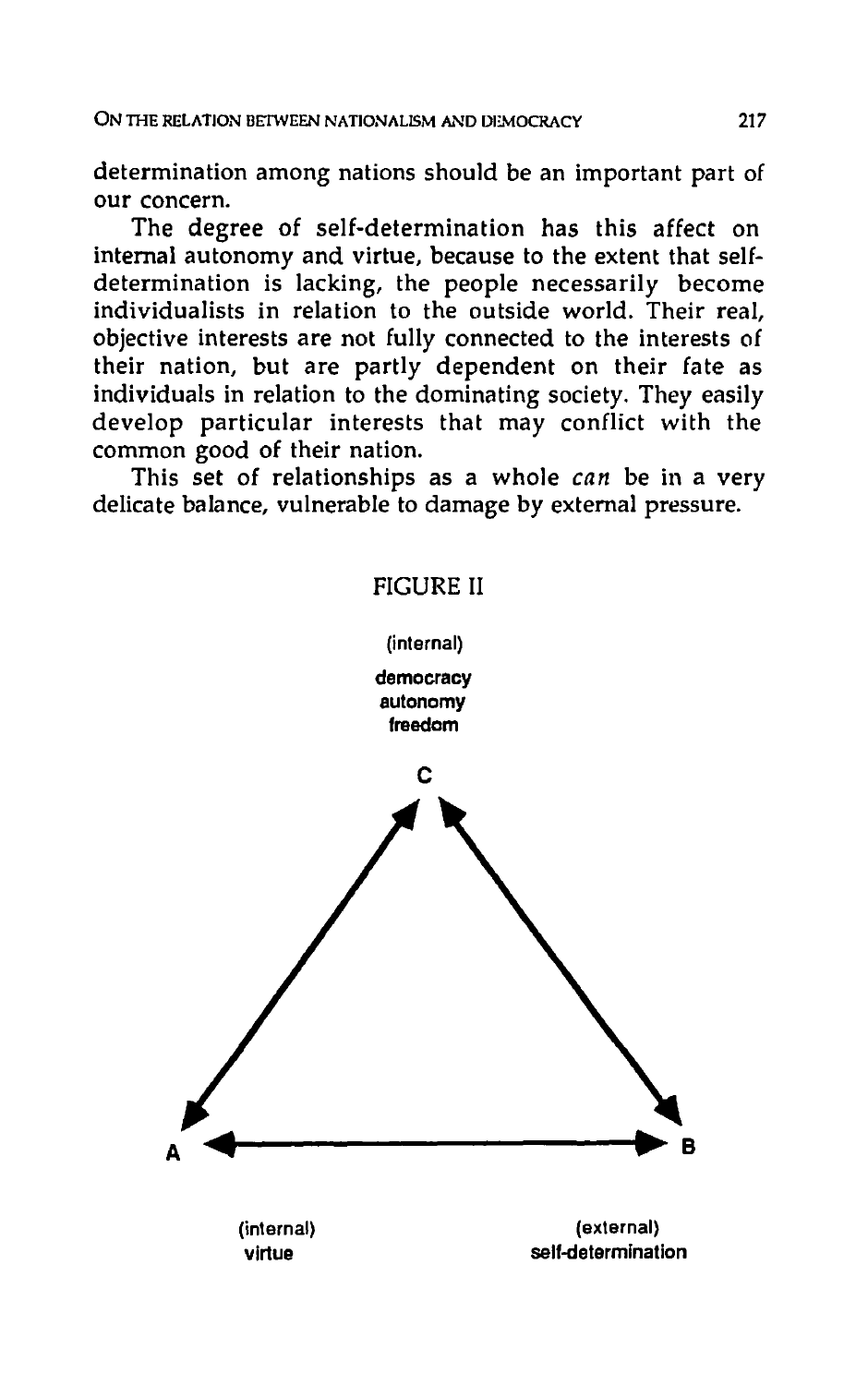determination among nations should be an important part of our concern.

The degree of self-determination has this affect on internal autonomy and virtue, because to the extent that self-determination is lacking, the people necessarily become individualists in relation to the outside world. Their real, objective interests are not fully connected to the interests of their nation, but are partly dependent on their fate as individuals in relation to the dominating society. They easily develop particular interests that may conflict with the common good of their nation.

This set of relationships as a whole *can* be in a very delicate balance, vulnerable to damage by external pressure.

FIGURE II

(internal)
**democracy**
**autonomy**
**freedom**

**C**

**A** **B**

(internal)
virtue

(external)
self-determination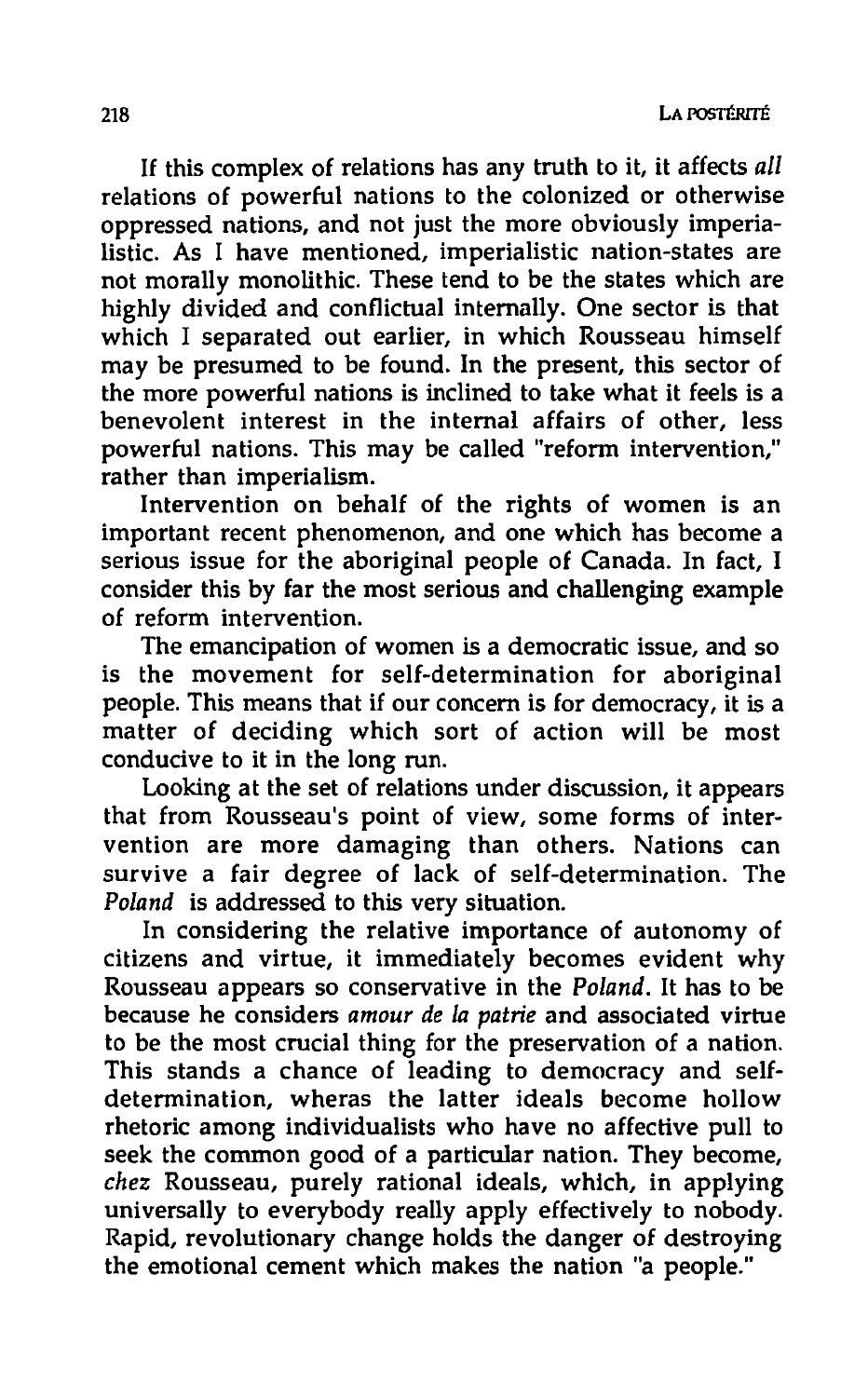If this complex of relations has any truth to it, it affects *all* relations of powerful nations to the colonized or otherwise oppressed nations, and not just the more obviously imperialistic. As I have mentioned, imperialistic nation-states are not morally monolithic. These tend to be the states which are highly divided and conflictual internally. One sector is that which I separated out earlier, in which Rousseau himself may be presumed to be found. In the present, this sector of the more powerful nations is inclined to take what it feels is a benevolent interest in the internal affairs of other, less powerful nations. This may be called "reform intervention," rather than imperialism.

Intervention on behalf of the rights of women is an important recent phenomenon, and one which has become a serious issue for the aboriginal people of Canada. In fact, I consider this by far the most serious and challenging example of reform intervention.

The emancipation of women is a democratic issue, and so is the movement for self-determination for aboriginal people. This means that if our concern is for democracy, it is a matter of deciding which sort of action will be most conducive to it in the long run.

Looking at the set of relations under discussion, it appears that from Rousseau's point of view, some forms of intervention are more damaging than others. Nations can survive a fair degree of lack of self-determination. The *Poland* is addressed to this very situation.

In considering the relative importance of autonomy of citizens and virtue, it immediately becomes evident why Rousseau appears so conservative in the *Poland*. It has to be because he considers *amour de la patrie* and associated virtue to be the most crucial thing for the preservation of a nation. This stands a chance of leading to democracy and self-determination, wheras the latter ideals become hollow rhetoric among individualists who have no affective pull to seek the common good of a particular nation. They become, *chez* Rousseau, purely rational ideals, which, in applying universally to everybody really apply effectively to nobody. Rapid, revolutionary change holds the danger of destroying the emotional cement which makes the nation "a people."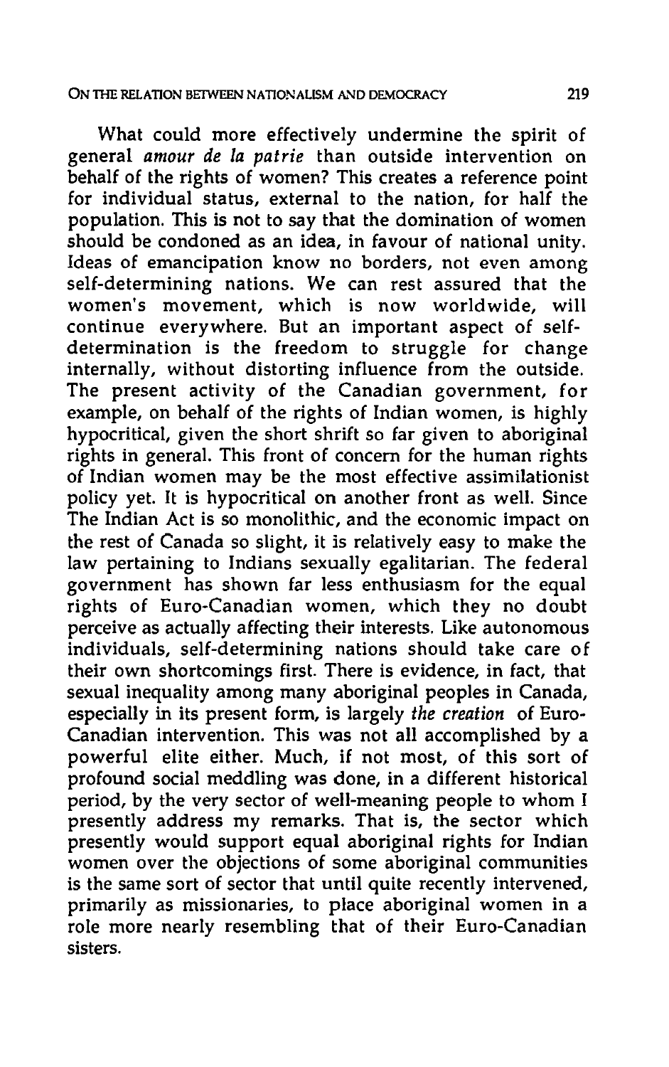What could more effectively undermine the spirit of general *amour de la patrie* than outside intervention on behalf of the rights of women? This creates a reference point for individual status, external to the nation, for half the population. This is not to say that the domination of women should be condoned as an idea, in favour of national unity. Ideas of emancipation know no borders, not even among self-determining nations. We can rest assured that the women's movement, which is now worldwide, will continue everywhere. But an important aspect of self-determination is the freedom to struggle for change internally, without distorting influence from the outside. The present activity of the Canadian government, for example, on behalf of the rights of Indian women, is highly hypocritical, given the short shrift so far given to aboriginal rights in general. This front of concern for the human rights of Indian women may be the most effective assimilationist policy yet. It is hypocritical on another front as well. Since The Indian Act is so monolithic, and the economic impact on the rest of Canada so slight, it is relatively easy to make the law pertaining to Indians sexually egalitarian. The federal government has shown far less enthusiasm for the equal rights of Euro-Canadian women, which they no doubt perceive as actually affecting their interests. Like autonomous individuals, self-determining nations should take care of their own shortcomings first. There is evidence, in fact, that sexual inequality among many aboriginal peoples in Canada, especially in its present form, is largely *the creation* of Euro-Canadian intervention. This was not all accomplished by a powerful elite either. Much, if not most, of this sort of profound social meddling was done, in a different historical period, by the very sector of well-meaning people to whom I presently address my remarks. That is, the sector which presently would support equal aboriginal rights for Indian women over the objections of some aboriginal communities is the same sort of sector that until quite recently intervened, primarily as missionaries, to place aboriginal women in a role more nearly resembling that of their Euro-Canadian sisters.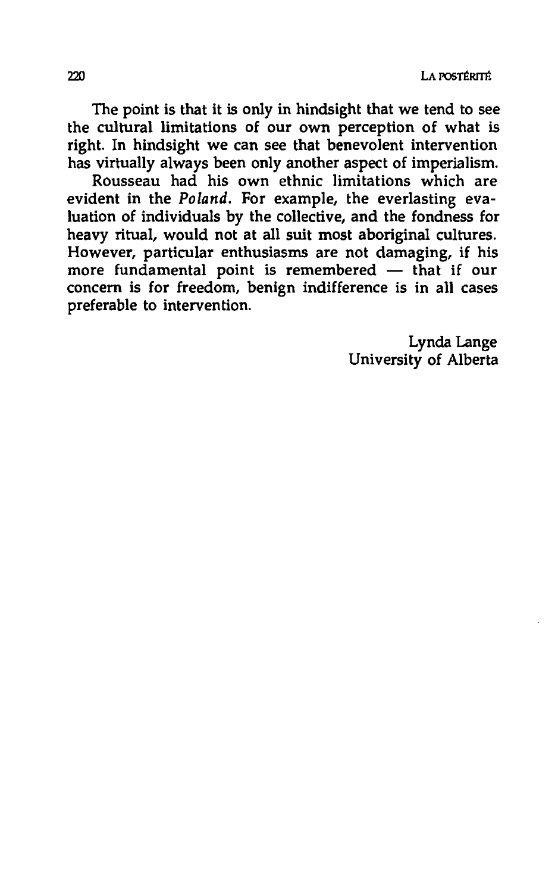The point is that it is only in hindsight that we tend to see the cultural limitations of our own perception of what is right. In hindsight we can see that benevolent intervention has virtually always been only another aspect of imperialism.

Rousseau had his own ethnic limitations which are evident in the *Poland*. For example, the everlasting evaluation of individuals by the collective, and the fondness for heavy ritual, would not at all suit most aboriginal cultures. However, particular enthusiasms are not damaging, if his more fundamental point is remembered — that if our concern is for freedom, benign indifference is in all cases preferable to intervention.

Lynda Lange
University of Alberta